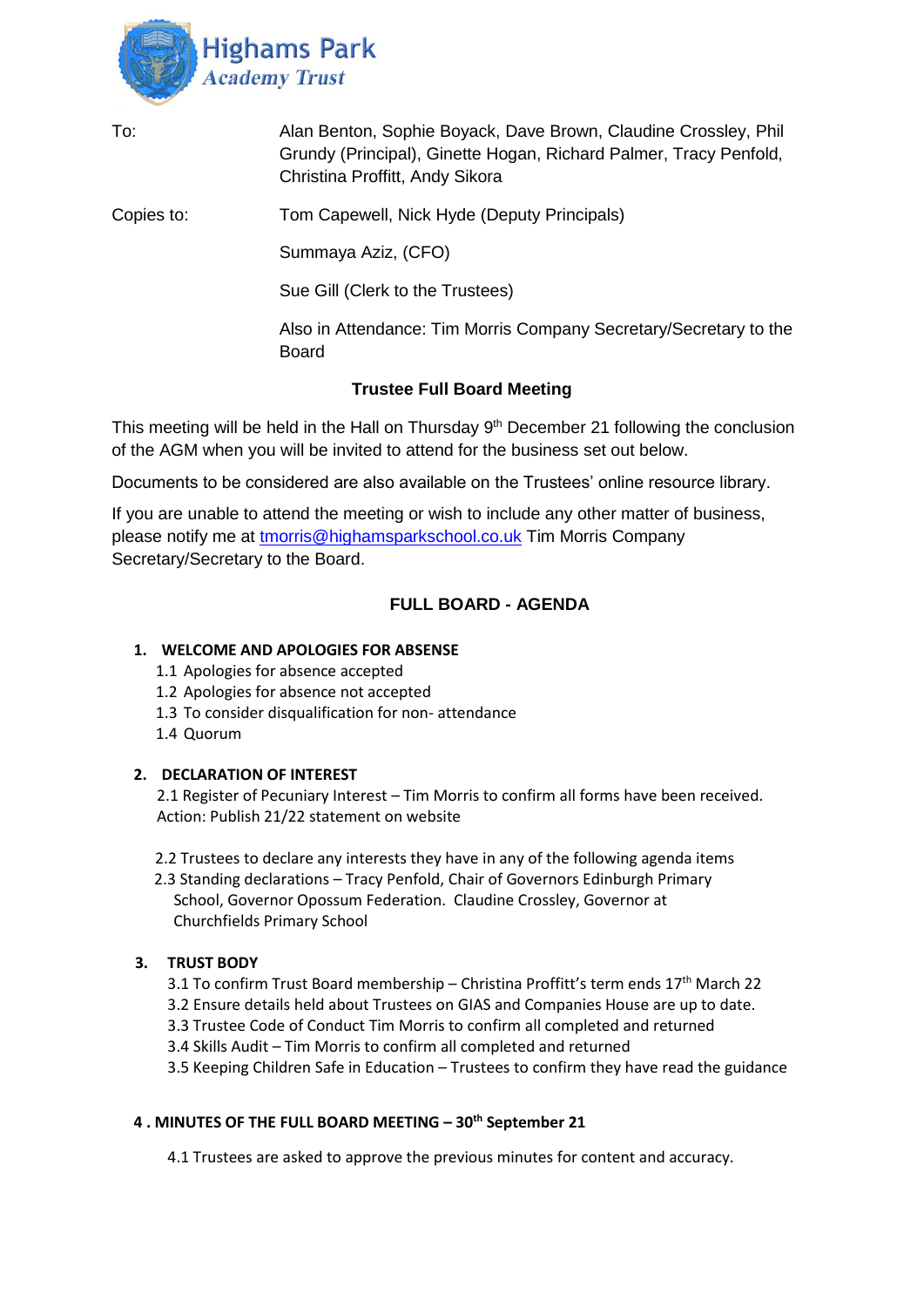Highams Park
*Academy Trust*

| To: | Alan Benton, Sophie Boyack, Dave Brown, Claudine Crossley, Phil Grundy (Principal), Ginette Hogan, Richard Palmer, Tracy Penfold, Christina Proffitt, Andy Sikora |
| --- | --- |
| Copies to: | Tom Capewell, Nick Hyde (Deputy Principals) |
| | Summaya Aziz, (CFO) |
| | Sue Gill (Clerk to the Trustees) |
| | Also in Attendance: Tim Morris Company Secretary/Secretary to the Board |

## Trustee Full Board Meeting

This meeting will be held in the Hall on Thursday 9th December 21 following the conclusion of the AGM when you will be invited to attend for the business set out below.

Documents to be considered are also available on the Trustees' online resource library.

If you are unable to attend the meeting or wish to include any other matter of business, please notify me at tmorris@highamsparkschool.co.uk Tim Morris Company Secretary/Secretary to the Board.

## FULL BOARD - AGENDA

**1. WELCOME AND APOLOGIES FOR ABSENSE**

1.1 Apologies for absence accepted
1.2 Apologies for absence not accepted
1.3 To consider disqualification for non- attendance
1.4 Quorum

**2. DECLARATION OF INTEREST**

2.1 Register of Pecuniary Interest – Tim Morris to confirm all forms have been received.
Action: Publish 21/22 statement on website

2.2 Trustees to declare any interests they have in any of the following agenda items
2.3 Standing declarations – Tracy Penfold, Chair of Governors Edinburgh Primary School, Governor Opossum Federation. Claudine Crossley, Governor at Churchfields Primary School

**3. TRUST BODY**

3.1 To confirm Trust Board membership – Christina Proffitt's term ends 17th March 22
3.2 Ensure details held about Trustees on GIAS and Companies House are up to date.
3.3 Trustee Code of Conduct Tim Morris to confirm all completed and returned
3.4 Skills Audit – Tim Morris to confirm all completed and returned
3.5 Keeping Children Safe in Education – Trustees to confirm they have read the guidance

**4 . MINUTES OF THE FULL BOARD MEETING – 30th September 21**

4.1 Trustees are asked to approve the previous minutes for content and accuracy.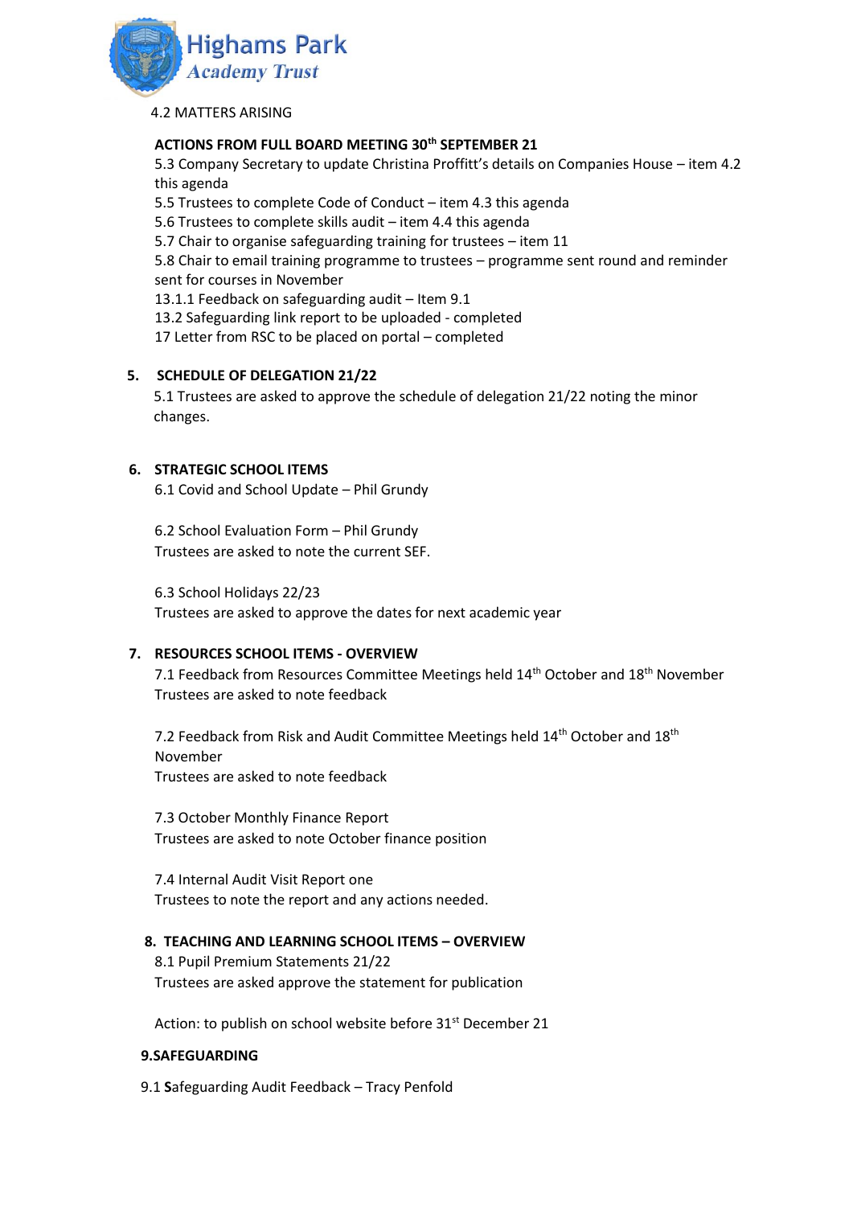4.2 MATTERS ARISING

**ACTIONS FROM FULL BOARD MEETING 30th SEPTEMBER 21**

5.3 Company Secretary to update Christina Proffitt's details on Companies House – item 4.2 this agenda
5.5 Trustees to complete Code of Conduct – item 4.3 this agenda
5.6 Trustees to complete skills audit – item 4.4 this agenda
5.7 Chair to organise safeguarding training for trustees – item 11
5.8 Chair to email training programme to trustees – programme sent round and reminder sent for courses in November
13.1.1 Feedback on safeguarding audit – Item 9.1
13.2 Safeguarding link report to be uploaded - completed
17 Letter from RSC to be placed on portal – completed

## 5. SCHEDULE OF DELEGATION 21/22

5.1 Trustees are asked to approve the schedule of delegation 21/22 noting the minor changes.

## 6. STRATEGIC SCHOOL ITEMS

6.1 Covid and School Update – Phil Grundy

6.2 School Evaluation Form – Phil Grundy
Trustees are asked to note the current SEF.

6.3 School Holidays 22/23
Trustees are asked to approve the dates for next academic year

## 7. RESOURCES SCHOOL ITEMS - OVERVIEW

7.1 Feedback from Resources Committee Meetings held 14th October and 18th November
Trustees are asked to note feedback

7.2 Feedback from Risk and Audit Committee Meetings held 14th October and 18th November
Trustees are asked to note feedback

7.3 October Monthly Finance Report
Trustees are asked to note October finance position

7.4 Internal Audit Visit Report one
Trustees to note the report and any actions needed.

## 8. TEACHING AND LEARNING SCHOOL ITEMS – OVERVIEW

8.1 Pupil Premium Statements 21/22
Trustees are asked approve the statement for publication

Action: to publish on school website before 31st December 21

## 9.SAFEGUARDING

9.1 **S**afeguarding Audit Feedback – Tracy Penfold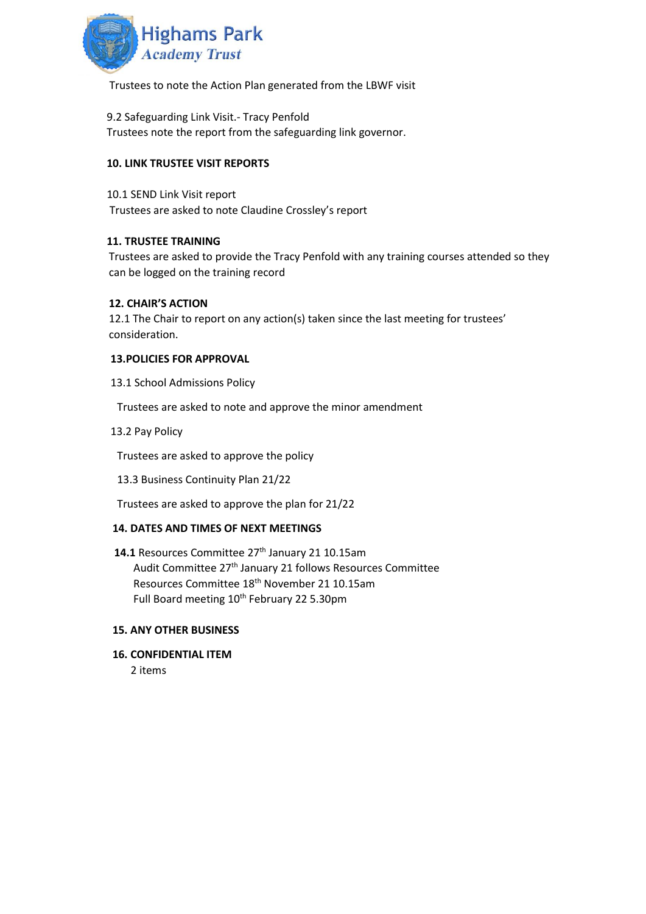Trustees to note the Action Plan generated from the LBWF visit

9.2 Safeguarding Link Visit.- Tracy Penfold
Trustees note the report from the safeguarding link governor.

**10. LINK TRUSTEE VISIT REPORTS**

10.1 SEND Link Visit report
Trustees are asked to note Claudine Crossley's report

**11. TRUSTEE TRAINING**

Trustees are asked to provide the Tracy Penfold with any training courses attended so they can be logged on the training record

**12. CHAIR'S ACTION**

12.1 The Chair to report on any action(s) taken since the last meeting for trustees' consideration.

**13.POLICIES FOR APPROVAL**

13.1 School Admissions Policy

Trustees are asked to note and approve the minor amendment

13.2 Pay Policy

Trustees are asked to approve the policy

13.3 Business Continuity Plan 21/22

Trustees are asked to approve the plan for 21/22

**14. DATES AND TIMES OF NEXT MEETINGS**

**14.1** Resources Committee 27th January 21 10.15am
Audit Committee 27th January 21 follows Resources Committee
Resources Committee 18th November 21 10.15am
Full Board meeting 10th February 22 5.30pm

**15. ANY OTHER BUSINESS**

**16. CONFIDENTIAL ITEM**

2 items